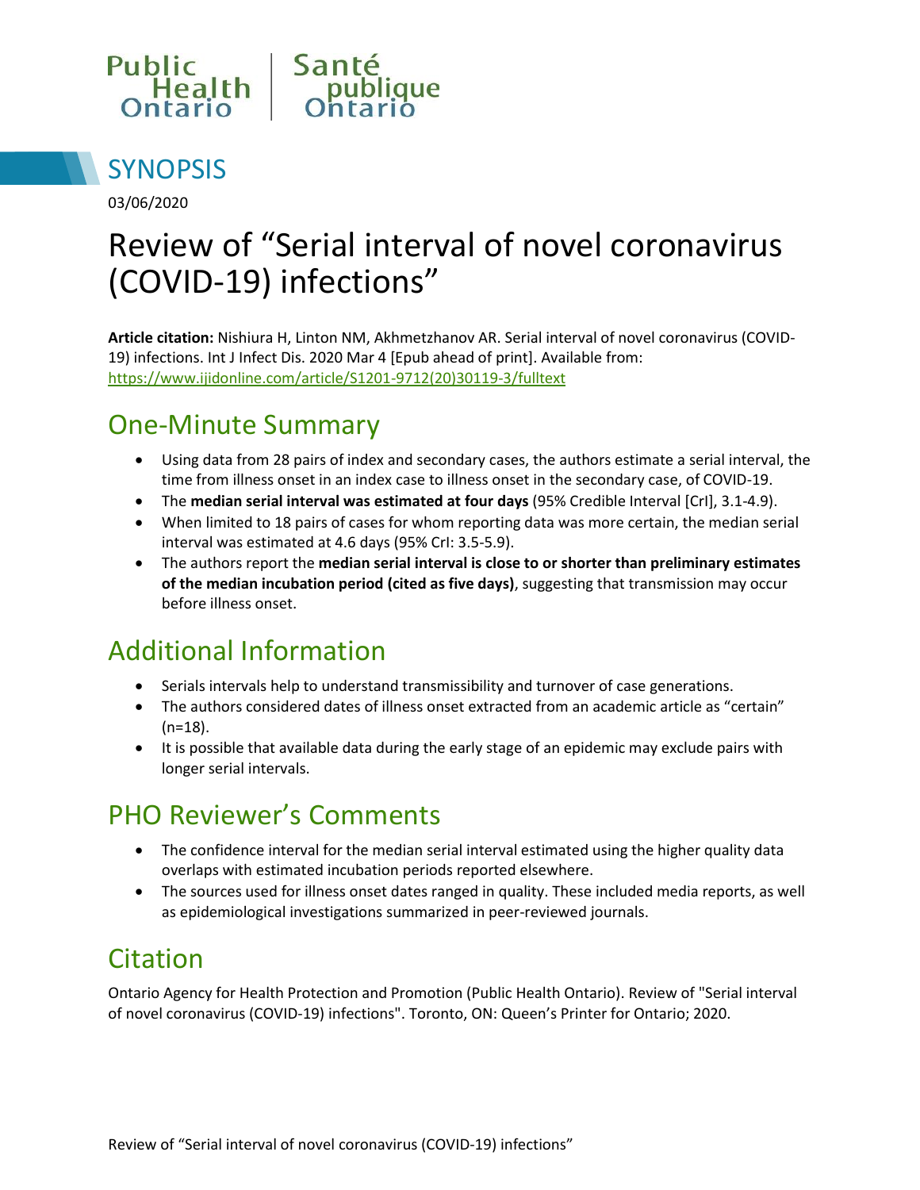Public Health Ontario | Santé publique Ontario

# SYNOPSIS

03/06/2020

# Review of "Serial interval of novel coronavirus (COVID-19) infections"

**Article citation:** Nishiura H, Linton NM, Akhmetzhanov AR. Serial interval of novel coronavirus (COVID-19) infections. Int J Infect Dis. 2020 Mar 4 [Epub ahead of print]. Available from: https://www.ijidonline.com/article/S1201-9712(20)30119-3/fulltext

## One-Minute Summary

- Using data from 28 pairs of index and secondary cases, the authors estimate a serial interval, the time from illness onset in an index case to illness onset in the secondary case, of COVID-19.
- The **median serial interval was estimated at four days** (95% Credible Interval [CrI], 3.1-4.9).
- When limited to 18 pairs of cases for whom reporting data was more certain, the median serial interval was estimated at 4.6 days (95% CrI: 3.5-5.9).
- The authors report the **median serial interval is close to or shorter than preliminary estimates of the median incubation period (cited as five days)**, suggesting that transmission may occur before illness onset.

## Additional Information

- Serials intervals help to understand transmissibility and turnover of case generations.
- The authors considered dates of illness onset extracted from an academic article as "certain" (n=18).
- It is possible that available data during the early stage of an epidemic may exclude pairs with longer serial intervals.

## PHO Reviewer's Comments

- The confidence interval for the median serial interval estimated using the higher quality data overlaps with estimated incubation periods reported elsewhere.
- The sources used for illness onset dates ranged in quality. These included media reports, as well as epidemiological investigations summarized in peer-reviewed journals.

## Citation

Ontario Agency for Health Protection and Promotion (Public Health Ontario). Review of "Serial interval of novel coronavirus (COVID-19) infections". Toronto, ON: Queen's Printer for Ontario; 2020.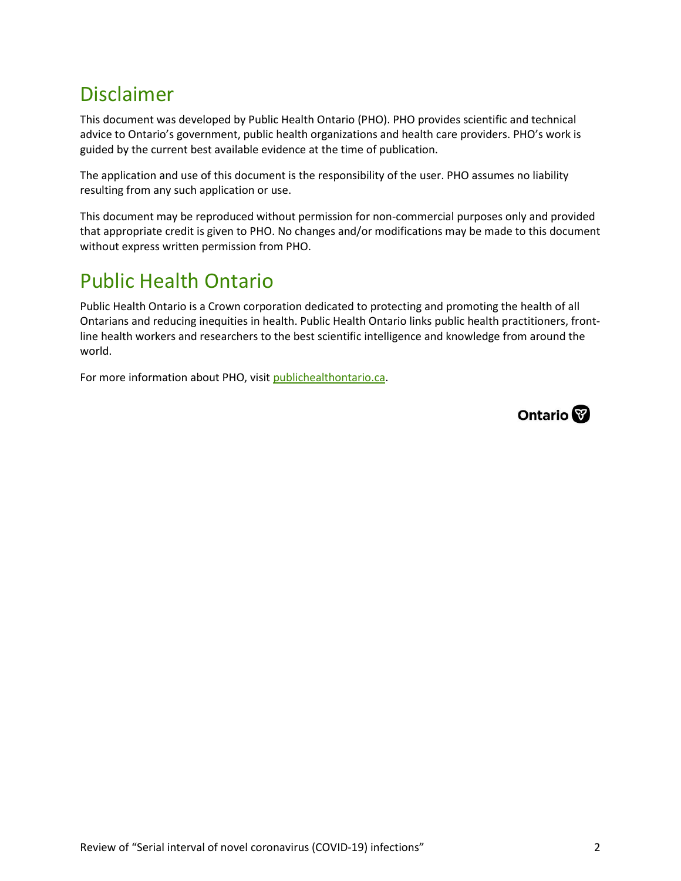## Disclaimer

This document was developed by Public Health Ontario (PHO). PHO provides scientific and technical advice to Ontario's government, public health organizations and health care providers. PHO's work is guided by the current best available evidence at the time of publication.

The application and use of this document is the responsibility of the user. PHO assumes no liability resulting from any such application or use.

This document may be reproduced without permission for non-commercial purposes only and provided that appropriate credit is given to PHO. No changes and/or modifications may be made to this document without express written permission from PHO.

## Public Health Ontario

Public Health Ontario is a Crown corporation dedicated to protecting and promoting the health of all Ontarians and reducing inequities in health. Public Health Ontario links public health practitioners, front-line health workers and researchers to the best scientific intelligence and knowledge from around the world.

For more information about PHO, visit [publichealthontario.ca](publichealthontario.ca).

Ontario